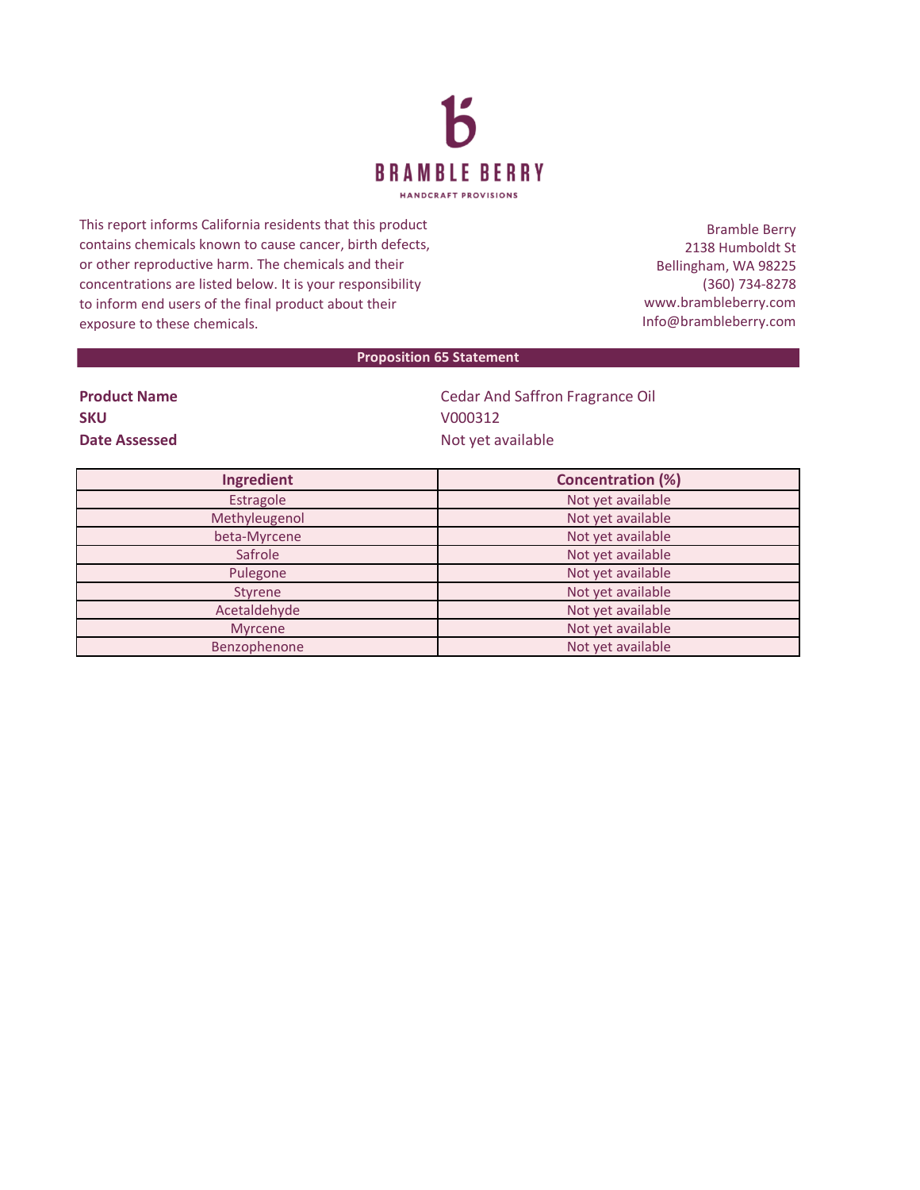# BRAMBLE BERRY

HANDCRAFT PROVISIONS

This report informs California residents that this product contains chemicals known to cause cancer, birth defects, or other reproductive harm. The chemicals and their concentrations are listed below. It is your responsibility to inform end users of the final product about their exposure to these chemicals.

Bramble Berry
2138 Humboldt St
Bellingham, WA 98225
(360) 734-8278
www.brambleberry.com
Info@brambleberry.com

## Proposition 65 Statement

**Product Name** Cedar And Saffron Fragrance Oil
**SKU** V000312
**Date Assessed** Not yet available

| Ingredient | Concentration (%) |
|---|---|
| Estragole | Not yet available |
| Methyleugenol | Not yet available |
| beta-Myrcene | Not yet available |
| Safrole | Not yet available |
| Pulegone | Not yet available |
| Styrene | Not yet available |
| Acetaldehyde | Not yet available |
| Myrcene | Not yet available |
| Benzophenone | Not yet available |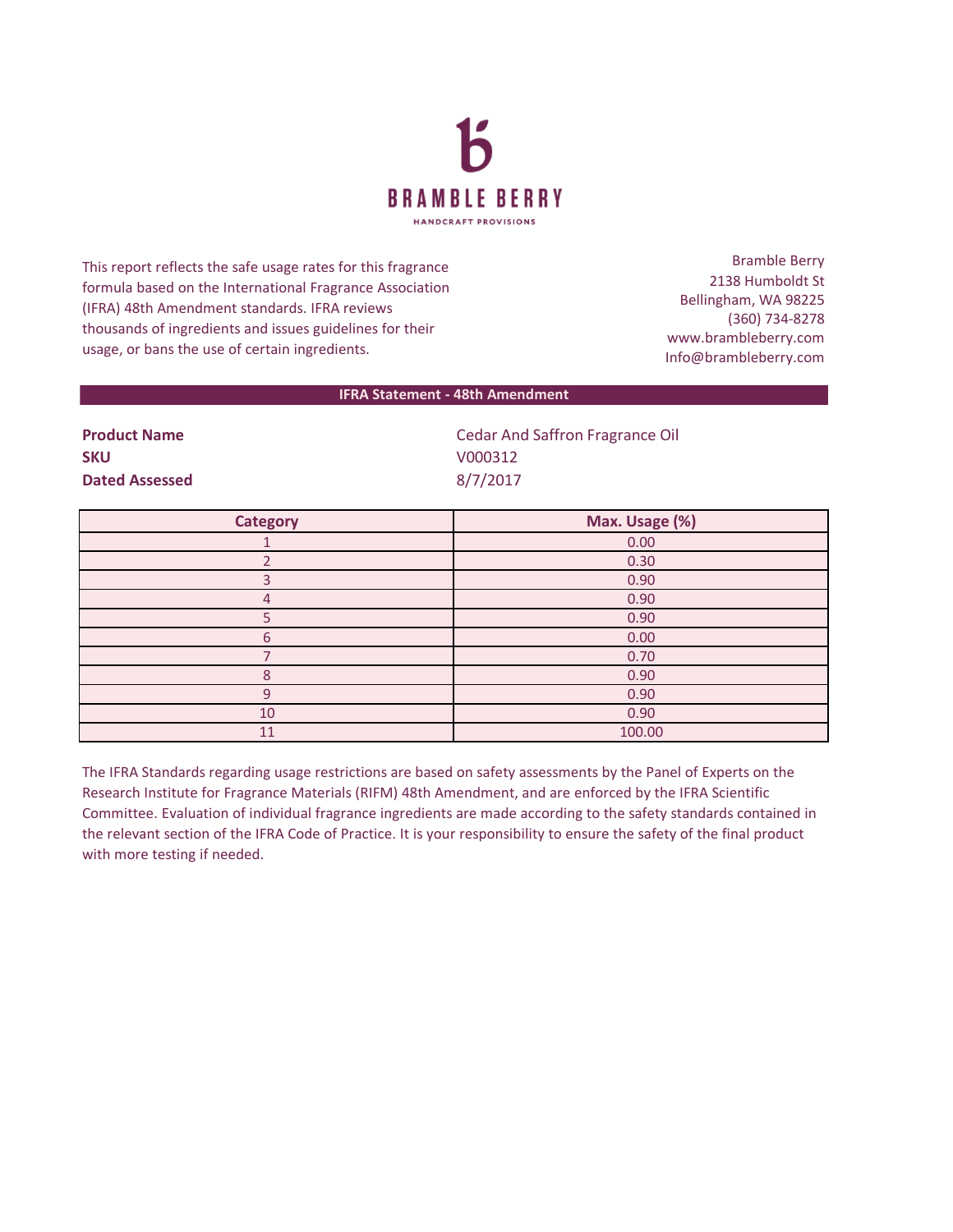# BRAMBLE BERRY

HANDCRAFT PROVISIONS

This report reflects the safe usage rates for this fragrance formula based on the International Fragrance Association (IFRA) 48th Amendment standards. IFRA reviews thousands of ingredients and issues guidelines for their usage, or bans the use of certain ingredients.

Bramble Berry
2138 Humboldt St
Bellingham, WA 98225
(360) 734-8278
www.brambleberry.com
Info@brambleberry.com

## IFRA Statement - 48th Amendment

**Product Name** Cedar And Saffron Fragrance Oil
**SKU** V000312
**Dated Assessed** 8/7/2017

| Category | Max. Usage (%) |
|---|---|
| 1 | 0.00 |
| 2 | 0.30 |
| 3 | 0.90 |
| 4 | 0.90 |
| 5 | 0.90 |
| 6 | 0.00 |
| 7 | 0.70 |
| 8 | 0.90 |
| 9 | 0.90 |
| 10 | 0.90 |
| 11 | 100.00 |

The IFRA Standards regarding usage restrictions are based on safety assessments by the Panel of Experts on the Research Institute for Fragrance Materials (RIFM) 48th Amendment, and are enforced by the IFRA Scientific Committee. Evaluation of individual fragrance ingredients are made according to the safety standards contained in the relevant section of the IFRA Code of Practice. It is your responsibility to ensure the safety of the final product with more testing if needed.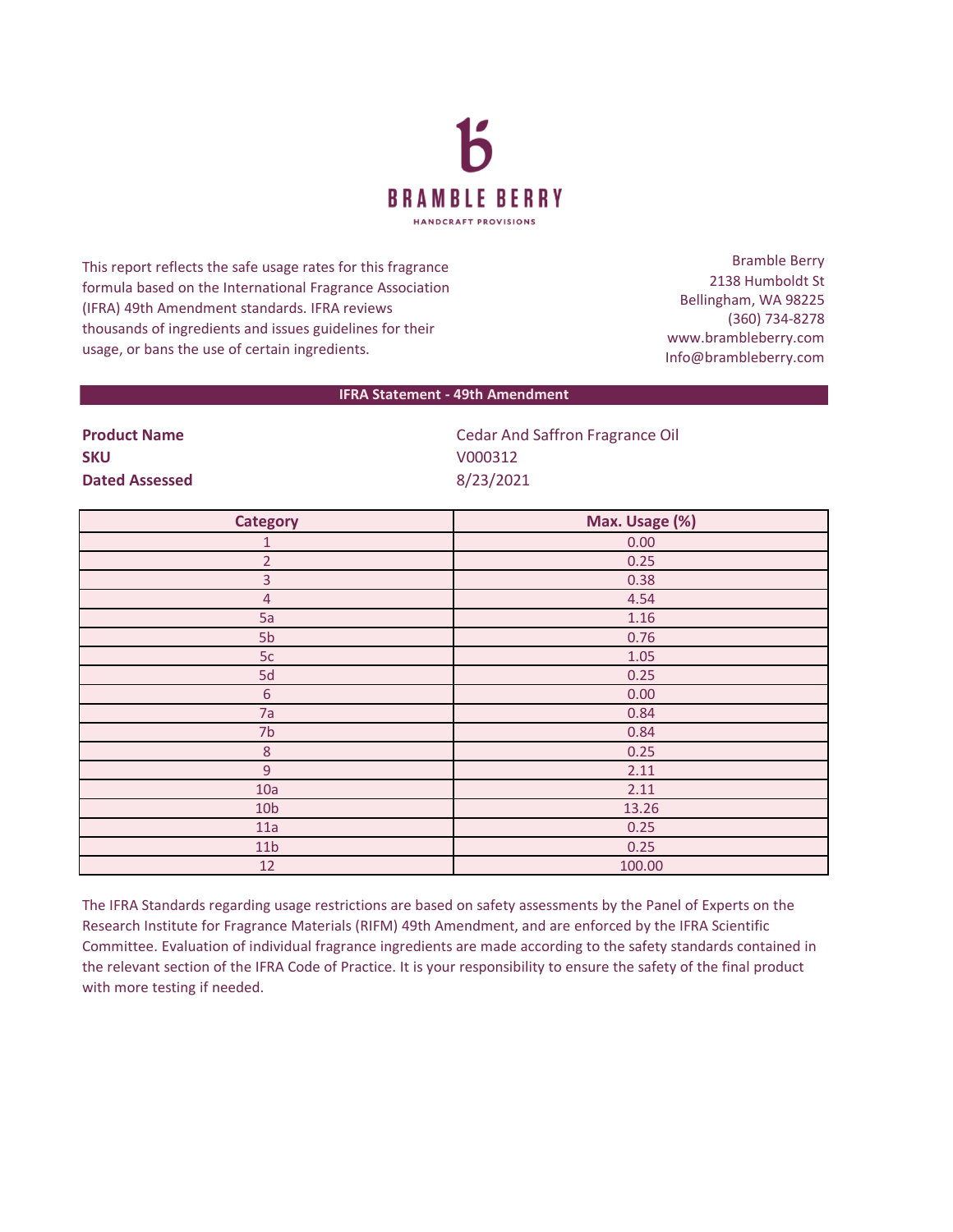# BRAMBLE BERRY

HANDCRAFT PROVISIONS

This report reflects the safe usage rates for this fragrance formula based on the International Fragrance Association (IFRA) 49th Amendment standards. IFRA reviews thousands of ingredients and issues guidelines for their usage, or bans the use of certain ingredients.

Bramble Berry
2138 Humboldt St
Bellingham, WA 98225
(360) 734-8278
www.brambleberry.com
Info@brambleberry.com

## IFRA Statement - 49th Amendment

**Product Name** Cedar And Saffron Fragrance Oil
**SKU** V000312
**Dated Assessed** 8/23/2021

| Category | Max. Usage (%) |
|---|---|
| 1 | 0.00 |
| 2 | 0.25 |
| 3 | 0.38 |
| 4 | 4.54 |
| 5a | 1.16 |
| 5b | 0.76 |
| 5c | 1.05 |
| 5d | 0.25 |
| 6 | 0.00 |
| 7a | 0.84 |
| 7b | 0.84 |
| 8 | 0.25 |
| 9 | 2.11 |
| 10a | 2.11 |
| 10b | 13.26 |
| 11a | 0.25 |
| 11b | 0.25 |
| 12 | 100.00 |

The IFRA Standards regarding usage restrictions are based on safety assessments by the Panel of Experts on the Research Institute for Fragrance Materials (RIFM) 49th Amendment, and are enforced by the IFRA Scientific Committee. Evaluation of individual fragrance ingredients are made according to the safety standards contained in the relevant section of the IFRA Code of Practice. It is your responsibility to ensure the safety of the final product with more testing if needed.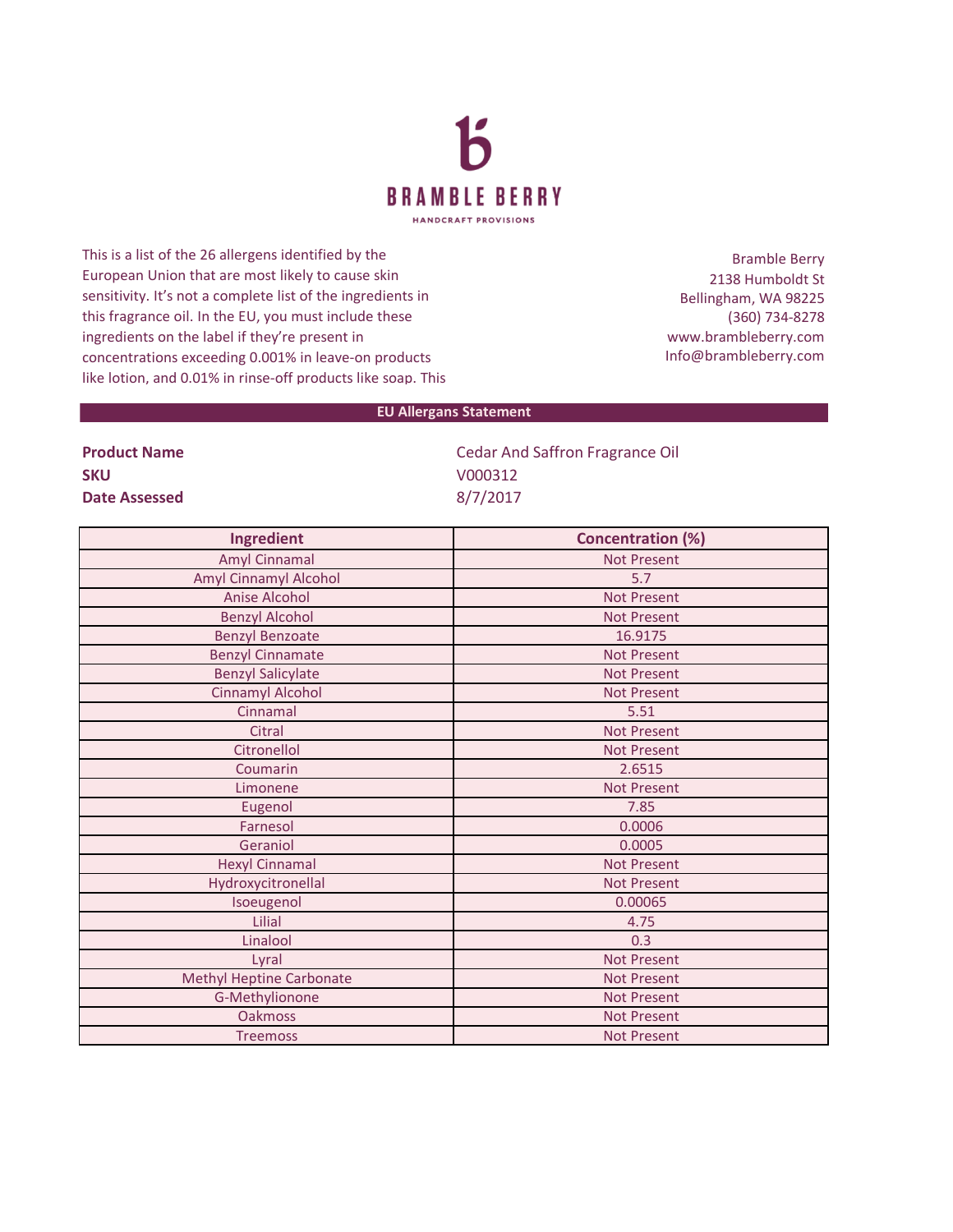# BRAMBLE BERRY

HANDCRAFT PROVISIONS

This is a list of the 26 allergens identified by the European Union that are most likely to cause skin sensitivity. It's not a complete list of the ingredients in this fragrance oil. In the EU, you must include these ingredients on the label if they're present in concentrations exceeding 0.001% in leave-on products like lotion, and 0.01% in rinse-off products like soap. This

Bramble Berry
2138 Humboldt St
Bellingham, WA 98225
(360) 734-8278
www.brambleberry.com
Info@brambleberry.com

## EU Allergans Statement

**Product Name** Cedar And Saffron Fragrance Oil
**SKU** V000312
**Date Assessed** 8/7/2017

| Ingredient | Concentration (%) |
| --- | --- |
| Amyl Cinnamal | Not Present |
| Amyl Cinnamyl Alcohol | 5.7 |
| Anise Alcohol | Not Present |
| Benzyl Alcohol | Not Present |
| Benzyl Benzoate | 16.9175 |
| Benzyl Cinnamate | Not Present |
| Benzyl Salicylate | Not Present |
| Cinnamyl Alcohol | Not Present |
| Cinnamal | 5.51 |
| Citral | Not Present |
| Citronellol | Not Present |
| Coumarin | 2.6515 |
| Limonene | Not Present |
| Eugenol | 7.85 |
| Farnesol | 0.0006 |
| Geraniol | 0.0005 |
| Hexyl Cinnamal | Not Present |
| Hydroxycitronellal | Not Present |
| Isoeugenol | 0.00065 |
| Lilial | 4.75 |
| Linalool | 0.3 |
| Lyral | Not Present |
| Methyl Heptine Carbonate | Not Present |
| G-Methylionone | Not Present |
| Oakmoss | Not Present |
| Treemoss | Not Present |